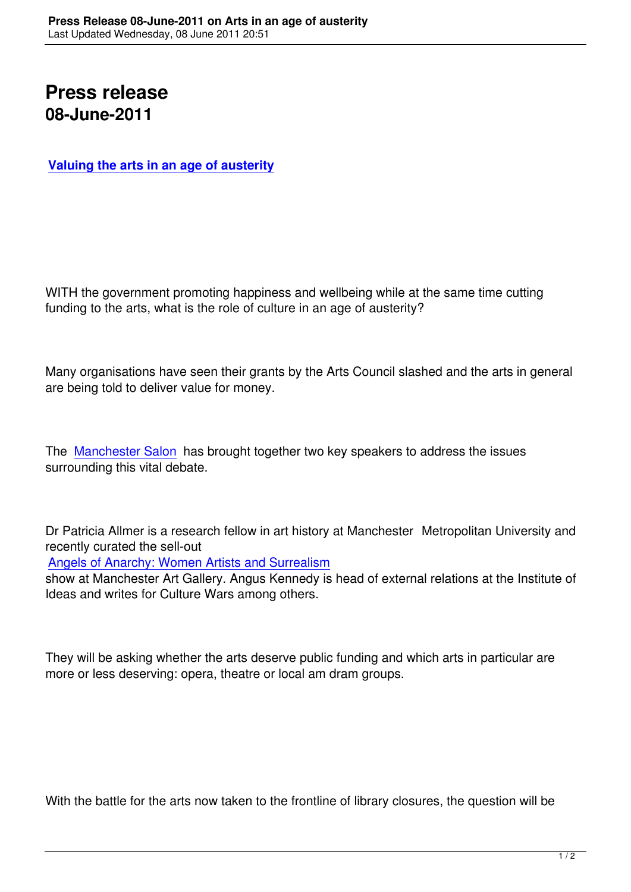# Press release
## 08-June-2011

**Valuing the arts in an age of austerity**

WITH the government promoting happiness and wellbeing while at the same time cutting funding to the arts, what is the role of culture in an age of austerity?

Many organisations have seen their grants by the Arts Council slashed and the arts in general are being told to deliver value for money.

The Manchester Salon has brought together two key speakers to address the issues surrounding this vital debate.

Dr Patricia Allmer is a research fellow in art history at Manchester Metropolitan University and recently curated the sell-out Angels of Anarchy: Women Artists and Surrealism show at Manchester Art Gallery. Angus Kennedy is head of external relations at the Institute of Ideas and writes for Culture Wars among others.

They will be asking whether the arts deserve public funding and which arts in particular are more or less deserving: opera, theatre or local am dram groups.

With the battle for the arts now taken to the frontline of library closures, the question will be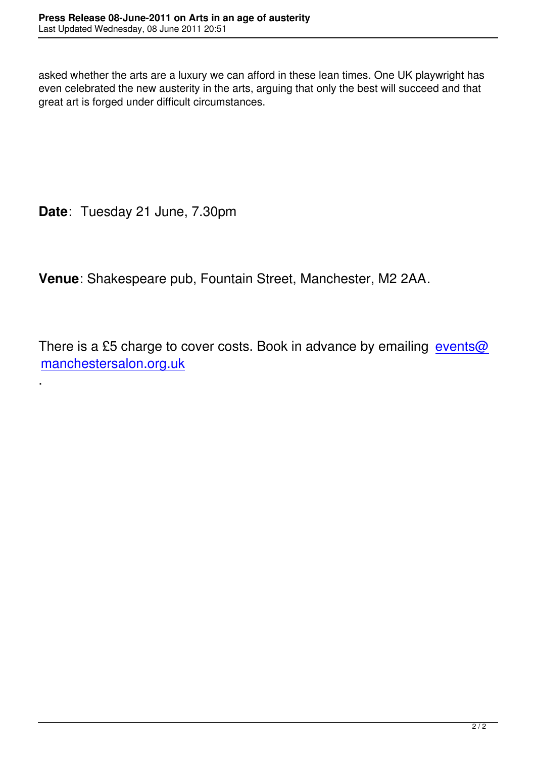asked whether the arts are a luxury we can afford in these lean times. One UK playwright has even celebrated the new austerity in the arts, arguing that only the best will succeed and that great art is forged under difficult circumstances.

**Date**: Tuesday 21 June, 7.30pm

**Venue**: Shakespeare pub, Fountain Street, Manchester, M2 2AA.

There is a £5 charge to cover costs. Book in advance by emailing events@manchestersalon.org.uk

.